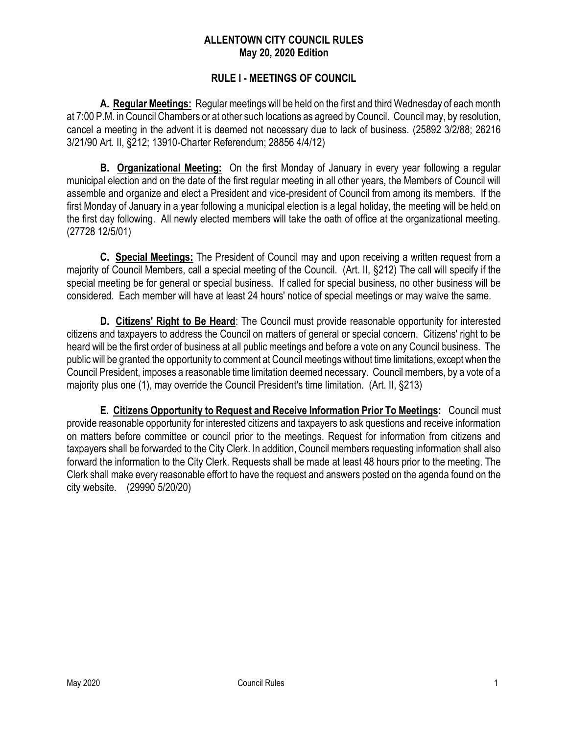# ALLENTOWN CITY COUNCIL RULES
**May 20, 2020 Edition**

## RULE I - MEETINGS OF COUNCIL

**A. Regular Meetings:** Regular meetings will be held on the first and third Wednesday of each month at 7:00 P.M. in Council Chambers or at other such locations as agreed by Council. Council may, by resolution, cancel a meeting in the advent it is deemed not necessary due to lack of business. (25892 3/2/88; 26216 3/21/90 Art. II, §212; 13910-Charter Referendum; 28856 4/4/12)

**B. Organizational Meeting:** On the first Monday of January in every year following a regular municipal election and on the date of the first regular meeting in all other years, the Members of Council will assemble and organize and elect a President and vice-president of Council from among its members. If the first Monday of January in a year following a municipal election is a legal holiday, the meeting will be held on the first day following. All newly elected members will take the oath of office at the organizational meeting. (27728 12/5/01)

**C. Special Meetings:** The President of Council may and upon receiving a written request from a majority of Council Members, call a special meeting of the Council. (Art. II, §212) The call will specify if the special meeting be for general or special business. If called for special business, no other business will be considered. Each member will have at least 24 hours' notice of special meetings or may waive the same.

**D. Citizens' Right to Be Heard**: The Council must provide reasonable opportunity for interested citizens and taxpayers to address the Council on matters of general or special concern. Citizens' right to be heard will be the first order of business at all public meetings and before a vote on any Council business. The public will be granted the opportunity to comment at Council meetings without time limitations, except when the Council President, imposes a reasonable time limitation deemed necessary. Council members, by a vote of a majority plus one (1), may override the Council President's time limitation. (Art. II, §213)

**E. Citizens Opportunity to Request and Receive Information Prior To Meetings:** Council must provide reasonable opportunity for interested citizens and taxpayers to ask questions and receive information on matters before committee or council prior to the meetings. Request for information from citizens and taxpayers shall be forwarded to the City Clerk. In addition, Council members requesting information shall also forward the information to the City Clerk. Requests shall be made at least 48 hours prior to the meeting. The Clerk shall make every reasonable effort to have the request and answers posted on the agenda found on the city website. (29990 5/20/20)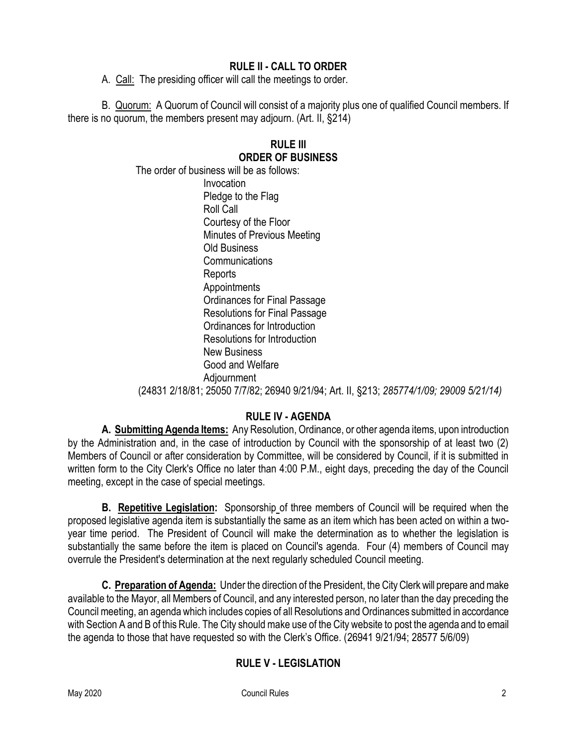## RULE II - CALL TO ORDER

A. Call: The presiding officer will call the meetings to order.

B. Quorum: A Quorum of Council will consist of a majority plus one of qualified Council members. If there is no quorum, the members present may adjourn. (Art. II, §214)

## RULE III
## ORDER OF BUSINESS

The order of business will be as follows:

Invocation
Pledge to the Flag
Roll Call
Courtesy of the Floor
Minutes of Previous Meeting
Old Business
Communications
Reports
Appointments
Ordinances for Final Passage
Resolutions for Final Passage
Ordinances for Introduction
Resolutions for Introduction
New Business
Good and Welfare
Adjournment

(24831 2/18/81; 25050 7/7/82; 26940 9/21/94; Art. II, §213; *285774/1/09; 29009 5/21/14)*

## RULE IV - AGENDA

**A. Submitting Agenda Items:** Any Resolution, Ordinance, or other agenda items, upon introduction by the Administration and, in the case of introduction by Council with the sponsorship of at least two (2) Members of Council or after consideration by Committee, will be considered by Council, if it is submitted in written form to the City Clerk's Office no later than 4:00 P.M., eight days, preceding the day of the Council meeting, except in the case of special meetings.

**B. Repetitive Legislation:** Sponsorship of three members of Council will be required when the proposed legislative agenda item is substantially the same as an item which has been acted on within a two-year time period. The President of Council will make the determination as to whether the legislation is substantially the same before the item is placed on Council's agenda. Four (4) members of Council may overrule the President's determination at the next regularly scheduled Council meeting.

**C. Preparation of Agenda:** Under the direction of the President, the City Clerk will prepare and make available to the Mayor, all Members of Council, and any interested person, no later than the day preceding the Council meeting, an agenda which includes copies of all Resolutions and Ordinances submitted in accordance with Section A and B of this Rule. The City should make use of the City website to post the agenda and to email the agenda to those that have requested so with the Clerk's Office. (26941 9/21/94; 28577 5/6/09)

## RULE V - LEGISLATION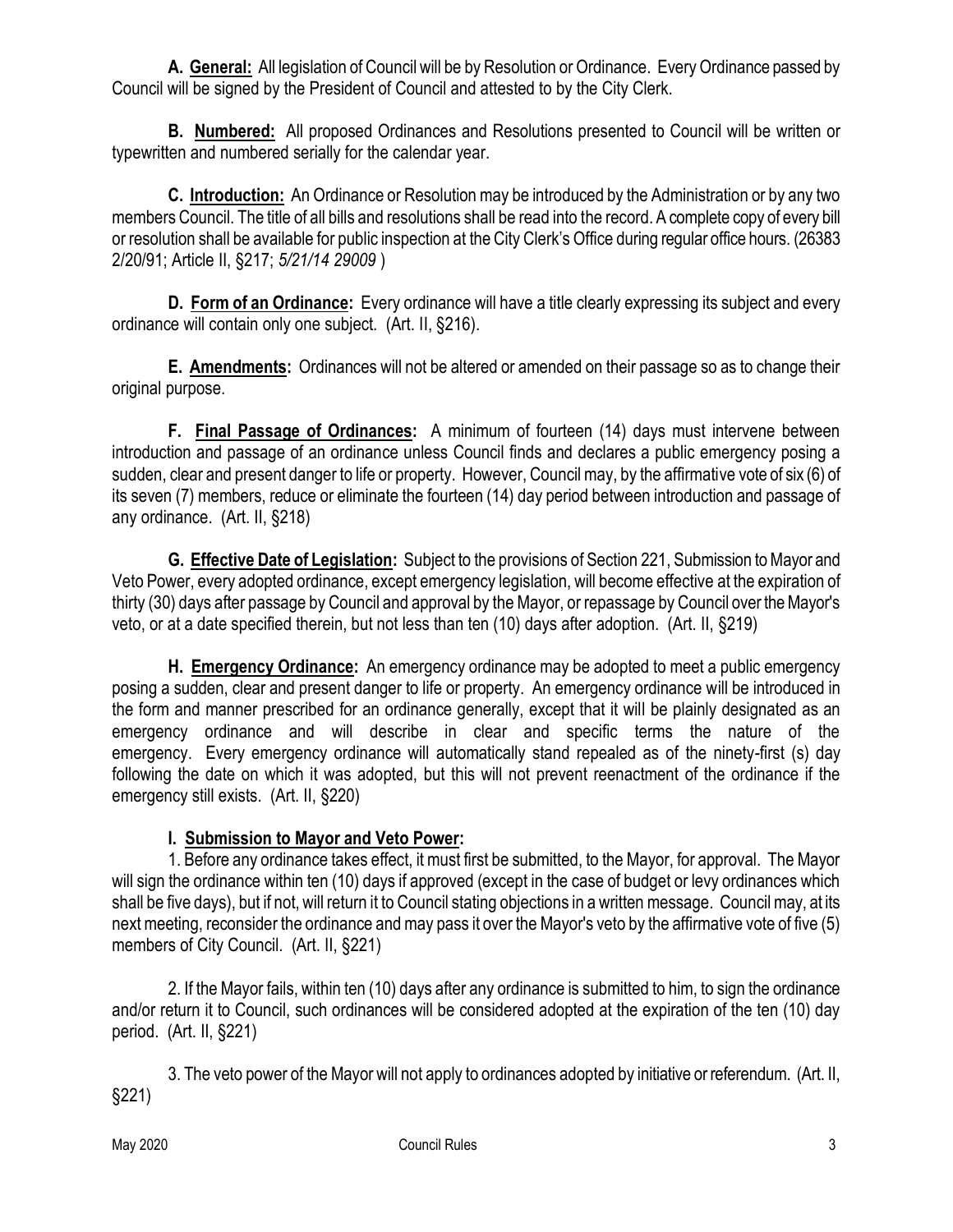**A. General:** All legislation of Council will be by Resolution or Ordinance. Every Ordinance passed by Council will be signed by the President of Council and attested to by the City Clerk.

**B. Numbered:** All proposed Ordinances and Resolutions presented to Council will be written or typewritten and numbered serially for the calendar year.

**C. Introduction:** An Ordinance or Resolution may be introduced by the Administration or by any two members Council. The title of all bills and resolutions shall be read into the record. A complete copy of every bill or resolution shall be available for public inspection at the City Clerk's Office during regular office hours. (26383 2/20/91; Article II, §217; *5/21/14 29009* )

**D. Form of an Ordinance:** Every ordinance will have a title clearly expressing its subject and every ordinance will contain only one subject. (Art. II, §216).

**E. Amendments:** Ordinances will not be altered or amended on their passage so as to change their original purpose.

**F. Final Passage of Ordinances:** A minimum of fourteen (14) days must intervene between introduction and passage of an ordinance unless Council finds and declares a public emergency posing a sudden, clear and present danger to life or property. However, Council may, by the affirmative vote of six (6) of its seven (7) members, reduce or eliminate the fourteen (14) day period between introduction and passage of any ordinance. (Art. II, §218)

**G. Effective Date of Legislation:** Subject to the provisions of Section 221, Submission to Mayor and Veto Power, every adopted ordinance, except emergency legislation, will become effective at the expiration of thirty (30) days after passage by Council and approval by the Mayor, or repassage by Council over the Mayor's veto, or at a date specified therein, but not less than ten (10) days after adoption. (Art. II, §219)

**H. Emergency Ordinance:** An emergency ordinance may be adopted to meet a public emergency posing a sudden, clear and present danger to life or property. An emergency ordinance will be introduced in the form and manner prescribed for an ordinance generally, except that it will be plainly designated as an emergency ordinance and will describe in clear and specific terms the nature of the emergency. Every emergency ordinance will automatically stand repealed as of the ninety-first (s) day following the date on which it was adopted, but this will not prevent reenactment of the ordinance if the emergency still exists. (Art. II, §220)

**I. Submission to Mayor and Veto Power:**

1. Before any ordinance takes effect, it must first be submitted, to the Mayor, for approval. The Mayor will sign the ordinance within ten (10) days if approved (except in the case of budget or levy ordinances which shall be five days), but if not, will return it to Council stating objections in a written message. Council may, at its next meeting, reconsider the ordinance and may pass it over the Mayor's veto by the affirmative vote of five (5) members of City Council. (Art. II, §221)

2. If the Mayor fails, within ten (10) days after any ordinance is submitted to him, to sign the ordinance and/or return it to Council, such ordinances will be considered adopted at the expiration of the ten (10) day period. (Art. II, §221)

3. The veto power of the Mayor will not apply to ordinances adopted by initiative or referendum. (Art. II, §221)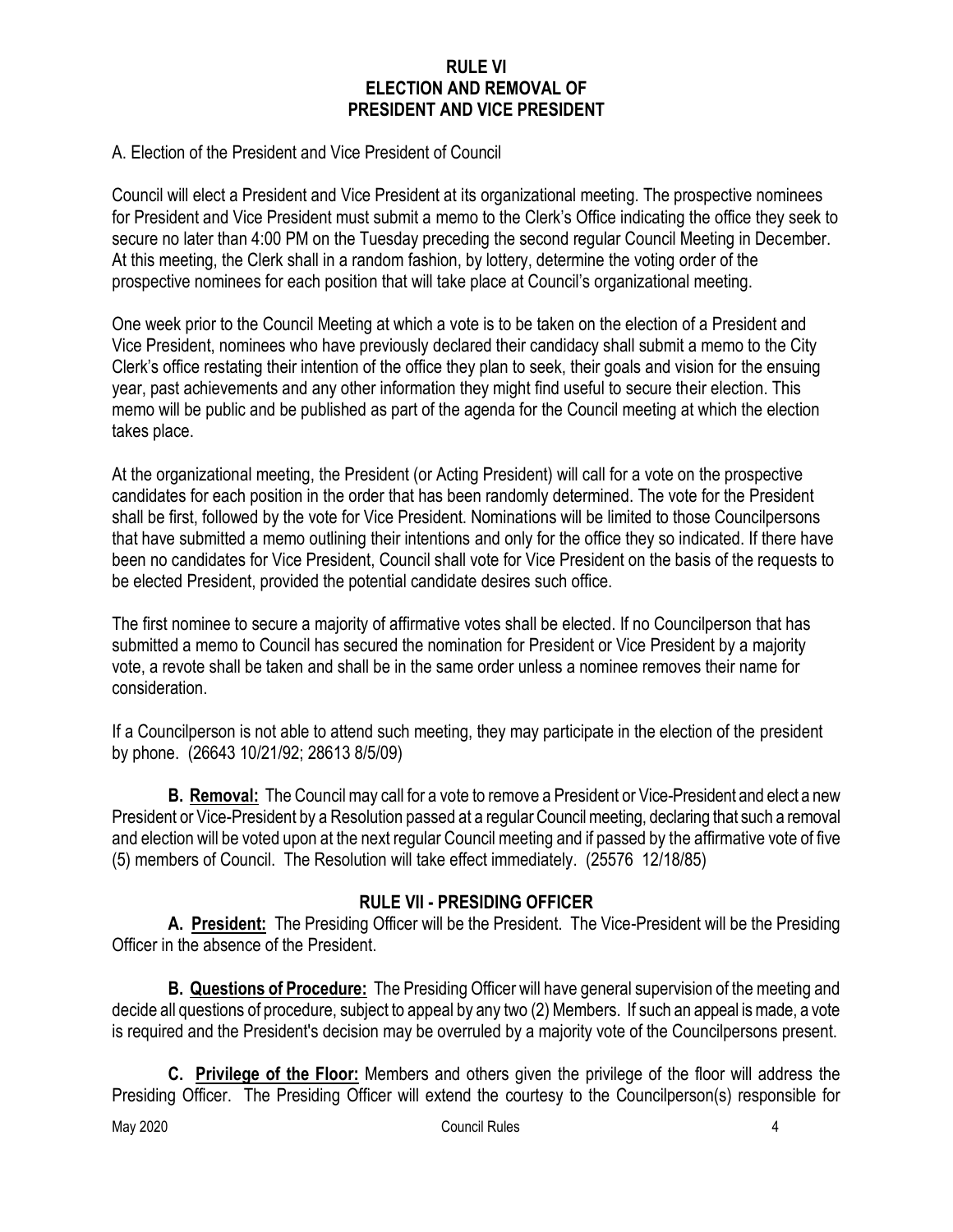# RULE VI
# ELECTION AND REMOVAL OF PRESIDENT AND VICE PRESIDENT

A. Election of the President and Vice President of Council

Council will elect a President and Vice President at its organizational meeting. The prospective nominees for President and Vice President must submit a memo to the Clerk's Office indicating the office they seek to secure no later than 4:00 PM on the Tuesday preceding the second regular Council Meeting in December. At this meeting, the Clerk shall in a random fashion, by lottery, determine the voting order of the prospective nominees for each position that will take place at Council's organizational meeting.

One week prior to the Council Meeting at which a vote is to be taken on the election of a President and Vice President, nominees who have previously declared their candidacy shall submit a memo to the City Clerk's office restating their intention of the office they plan to seek, their goals and vision for the ensuing year, past achievements and any other information they might find useful to secure their election. This memo will be public and be published as part of the agenda for the Council meeting at which the election takes place.

At the organizational meeting, the President (or Acting President) will call for a vote on the prospective candidates for each position in the order that has been randomly determined. The vote for the President shall be first, followed by the vote for Vice President. Nominations will be limited to those Councilpersons that have submitted a memo outlining their intentions and only for the office they so indicated. If there have been no candidates for Vice President, Council shall vote for Vice President on the basis of the requests to be elected President, provided the potential candidate desires such office.

The first nominee to secure a majority of affirmative votes shall be elected. If no Councilperson that has submitted a memo to Council has secured the nomination for President or Vice President by a majority vote, a revote shall be taken and shall be in the same order unless a nominee removes their name for consideration.

If a Councilperson is not able to attend such meeting, they may participate in the election of the president by phone. (26643 10/21/92; 28613 8/5/09)

**B. Removal:** The Council may call for a vote to remove a President or Vice-President and elect a new President or Vice-President by a Resolution passed at a regular Council meeting, declaring that such a removal and election will be voted upon at the next regular Council meeting and if passed by the affirmative vote of five (5) members of Council. The Resolution will take effect immediately. (25576 12/18/85)

## RULE VII - PRESIDING OFFICER

**A. President:** The Presiding Officer will be the President. The Vice-President will be the Presiding Officer in the absence of the President.

**B. Questions of Procedure:** The Presiding Officer will have general supervision of the meeting and decide all questions of procedure, subject to appeal by any two (2) Members. If such an appeal is made, a vote is required and the President's decision may be overruled by a majority vote of the Councilpersons present.

**C. Privilege of the Floor:** Members and others given the privilege of the floor will address the Presiding Officer. The Presiding Officer will extend the courtesy to the Councilperson(s) responsible for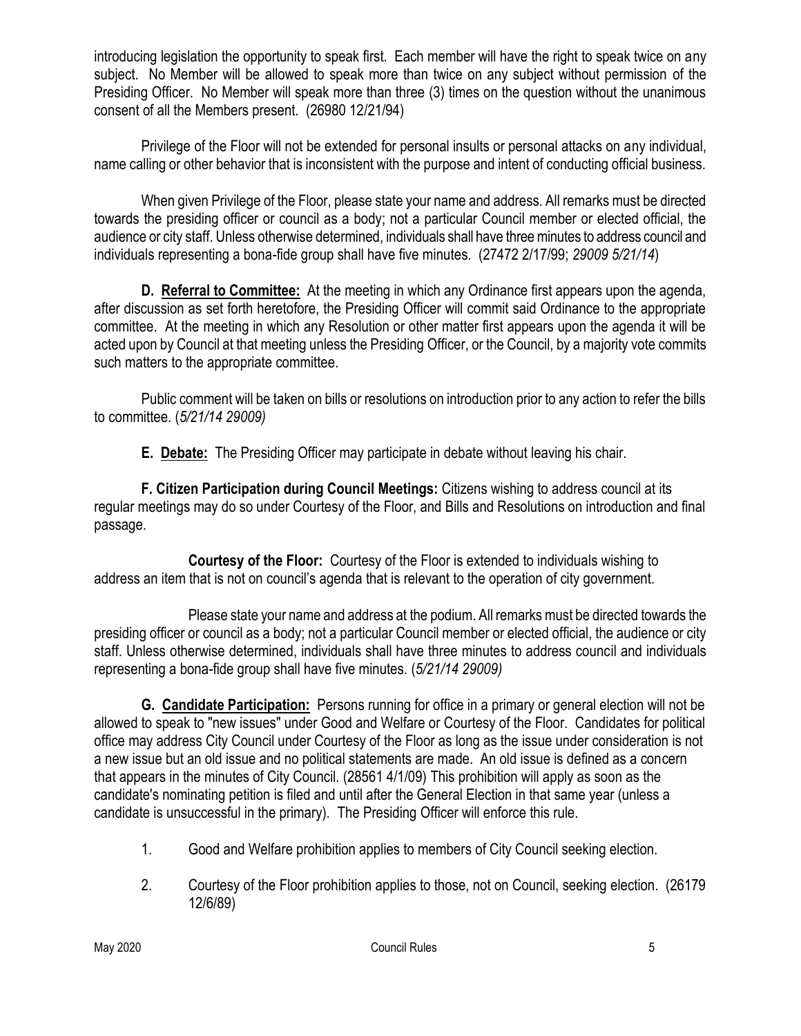introducing legislation the opportunity to speak first. Each member will have the right to speak twice on any subject. No Member will be allowed to speak more than twice on any subject without permission of the Presiding Officer. No Member will speak more than three (3) times on the question without the unanimous consent of all the Members present. (26980 12/21/94)

Privilege of the Floor will not be extended for personal insults or personal attacks on any individual, name calling or other behavior that is inconsistent with the purpose and intent of conducting official business.

When given Privilege of the Floor, please state your name and address. All remarks must be directed towards the presiding officer or council as a body; not a particular Council member or elected official, the audience or city staff. Unless otherwise determined, individuals shall have three minutes to address council and individuals representing a bona-fide group shall have five minutes. (27472 2/17/99; *29009 5/21/14*)

**D. Referral to Committee:** At the meeting in which any Ordinance first appears upon the agenda, after discussion as set forth heretofore, the Presiding Officer will commit said Ordinance to the appropriate committee. At the meeting in which any Resolution or other matter first appears upon the agenda it will be acted upon by Council at that meeting unless the Presiding Officer, or the Council, by a majority vote commits such matters to the appropriate committee.

Public comment will be taken on bills or resolutions on introduction prior to any action to refer the bills to committee. (*5/21/14 29009)*

**E. Debate:** The Presiding Officer may participate in debate without leaving his chair.

**F. Citizen Participation during Council Meetings:** Citizens wishing to address council at its regular meetings may do so under Courtesy of the Floor, and Bills and Resolutions on introduction and final passage.

**Courtesy of the Floor:** Courtesy of the Floor is extended to individuals wishing to address an item that is not on council's agenda that is relevant to the operation of city government.

Please state your name and address at the podium. All remarks must be directed towards the presiding officer or council as a body; not a particular Council member or elected official, the audience or city staff. Unless otherwise determined, individuals shall have three minutes to address council and individuals representing a bona-fide group shall have five minutes. (*5/21/14 29009)*

**G. Candidate Participation:** Persons running for office in a primary or general election will not be allowed to speak to "new issues" under Good and Welfare or Courtesy of the Floor. Candidates for political office may address City Council under Courtesy of the Floor as long as the issue under consideration is not a new issue but an old issue and no political statements are made. An old issue is defined as a concern that appears in the minutes of City Council. (28561 4/1/09) This prohibition will apply as soon as the candidate's nominating petition is filed and until after the General Election in that same year (unless a candidate is unsuccessful in the primary). The Presiding Officer will enforce this rule.

1. Good and Welfare prohibition applies to members of City Council seeking election.
2. Courtesy of the Floor prohibition applies to those, not on Council, seeking election. (26179 12/6/89)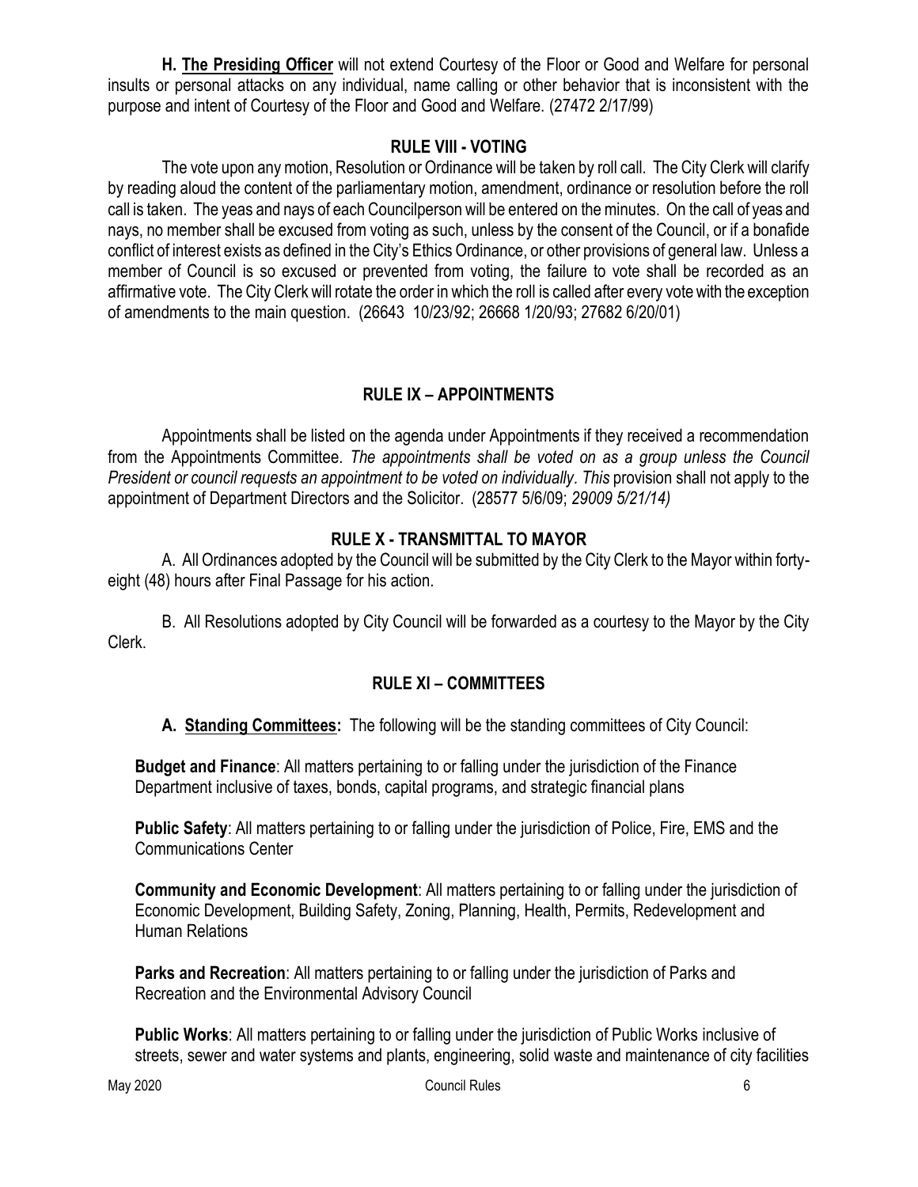**H. <u>The Presiding Officer</u>** will not extend Courtesy of the Floor or Good and Welfare for personal insults or personal attacks on any individual, name calling or other behavior that is inconsistent with the purpose and intent of Courtesy of the Floor and Good and Welfare. (27472 2/17/99)

## RULE VIII - VOTING

The vote upon any motion, Resolution or Ordinance will be taken by roll call. The City Clerk will clarify by reading aloud the content of the parliamentary motion, amendment, ordinance or resolution before the roll call is taken. The yeas and nays of each Councilperson will be entered on the minutes. On the call of yeas and nays, no member shall be excused from voting as such, unless by the consent of the Council, or if a bonafide conflict of interest exists as defined in the City's Ethics Ordinance, or other provisions of general law. Unless a member of Council is so excused or prevented from voting, the failure to vote shall be recorded as an affirmative vote. The City Clerk will rotate the order in which the roll is called after every vote with the exception of amendments to the main question. (26643 10/23/92; 26668 1/20/93; 27682 6/20/01)

## RULE IX – APPOINTMENTS

Appointments shall be listed on the agenda under Appointments if they received a recommendation from the Appointments Committee. *The appointments shall be voted on as a group unless the Council President or council requests an appointment to be voted on individually. This* provision shall not apply to the appointment of Department Directors and the Solicitor. (28577 5/6/09; *29009 5/21/14)*

## RULE X - TRANSMITTAL TO MAYOR

A. All Ordinances adopted by the Council will be submitted by the City Clerk to the Mayor within forty-eight (48) hours after Final Passage for his action.

B. All Resolutions adopted by City Council will be forwarded as a courtesy to the Mayor by the City Clerk.

## RULE XI – COMMITTEES

**A. <u>Standing Committees</u>:** The following will be the standing committees of City Council:

**Budget and Finance**: All matters pertaining to or falling under the jurisdiction of the Finance Department inclusive of taxes, bonds, capital programs, and strategic financial plans

**Public Safety**: All matters pertaining to or falling under the jurisdiction of Police, Fire, EMS and the Communications Center

**Community and Economic Development**: All matters pertaining to or falling under the jurisdiction of Economic Development, Building Safety, Zoning, Planning, Health, Permits, Redevelopment and Human Relations

**Parks and Recreation**: All matters pertaining to or falling under the jurisdiction of Parks and Recreation and the Environmental Advisory Council

**Public Works**: All matters pertaining to or falling under the jurisdiction of Public Works inclusive of streets, sewer and water systems and plants, engineering, solid waste and maintenance of city facilities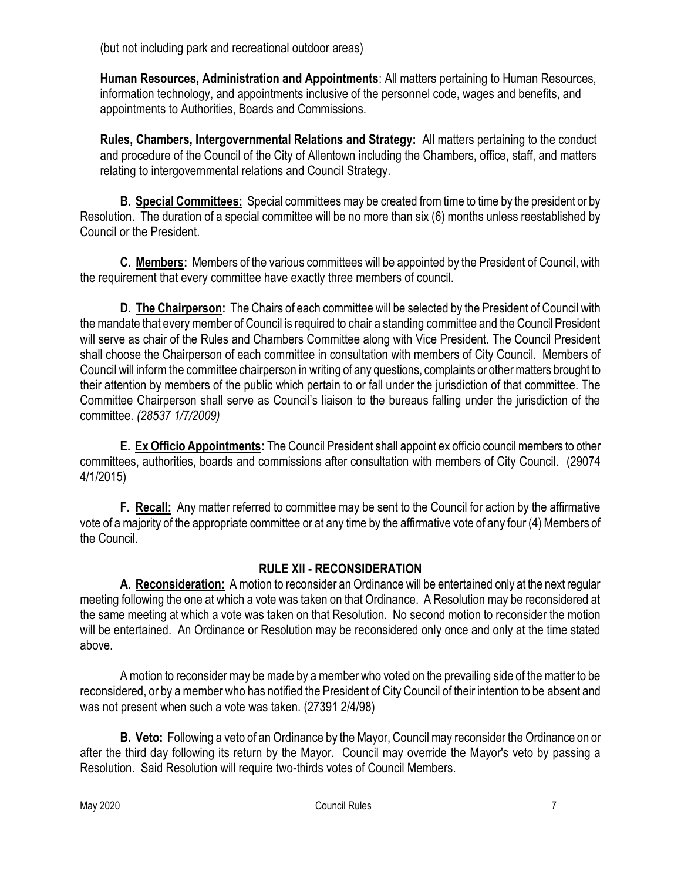(but not including park and recreational outdoor areas)

**Human Resources, Administration and Appointments**: All matters pertaining to Human Resources, information technology, and appointments inclusive of the personnel code, wages and benefits, and appointments to Authorities, Boards and Commissions.

**Rules, Chambers, Intergovernmental Relations and Strategy:** All matters pertaining to the conduct and procedure of the Council of the City of Allentown including the Chambers, office, staff, and matters relating to intergovernmental relations and Council Strategy.

**B. Special Committees:** Special committees may be created from time to time by the president or by Resolution. The duration of a special committee will be no more than six (6) months unless reestablished by Council or the President.

**C. Members:** Members of the various committees will be appointed by the President of Council, with the requirement that every committee have exactly three members of council.

**D. The Chairperson:** The Chairs of each committee will be selected by the President of Council with the mandate that every member of Council is required to chair a standing committee and the Council President will serve as chair of the Rules and Chambers Committee along with Vice President. The Council President shall choose the Chairperson of each committee in consultation with members of City Council. Members of Council will inform the committee chairperson in writing of any questions, complaints or other matters brought to their attention by members of the public which pertain to or fall under the jurisdiction of that committee. The Committee Chairperson shall serve as Council's liaison to the bureaus falling under the jurisdiction of the committee. *(28537 1/7/2009)*

**E. Ex Officio Appointments:** The Council President shall appoint ex officio council members to other committees, authorities, boards and commissions after consultation with members of City Council. (29074 4/1/2015)

**F. Recall:** Any matter referred to committee may be sent to the Council for action by the affirmative vote of a majority of the appropriate committee or at any time by the affirmative vote of any four (4) Members of the Council.

## RULE XII - RECONSIDERATION

**A. Reconsideration:** A motion to reconsider an Ordinance will be entertained only at the next regular meeting following the one at which a vote was taken on that Ordinance. A Resolution may be reconsidered at the same meeting at which a vote was taken on that Resolution. No second motion to reconsider the motion will be entertained. An Ordinance or Resolution may be reconsidered only once and only at the time stated above.

A motion to reconsider may be made by a member who voted on the prevailing side of the matter to be reconsidered, or by a member who has notified the President of City Council of their intention to be absent and was not present when such a vote was taken. (27391 2/4/98)

**B. Veto:** Following a veto of an Ordinance by the Mayor, Council may reconsider the Ordinance on or after the third day following its return by the Mayor. Council may override the Mayor's veto by passing a Resolution. Said Resolution will require two-thirds votes of Council Members.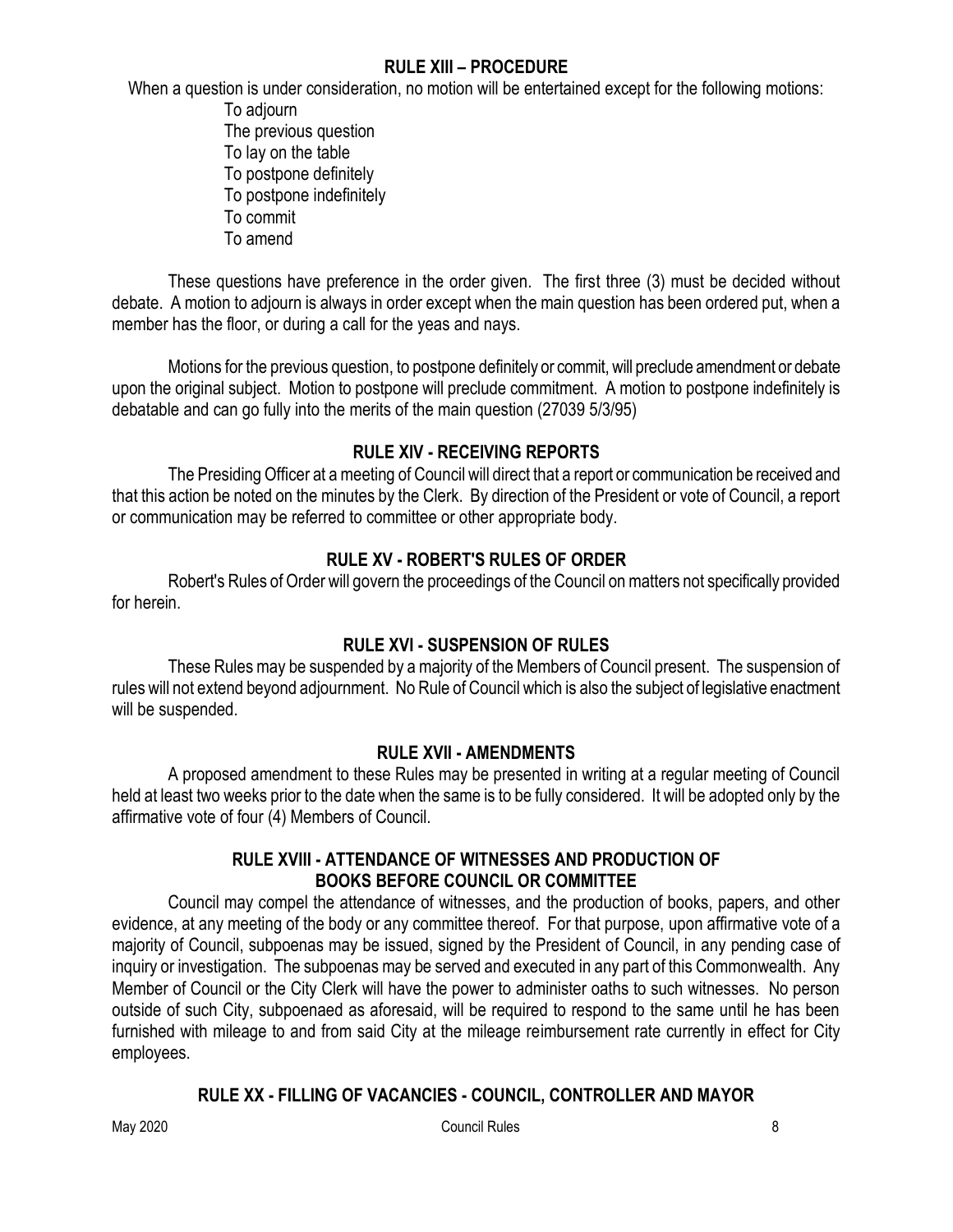## RULE XIII – PROCEDURE

When a question is under consideration, no motion will be entertained except for the following motions:

- To adjourn
- The previous question
- To lay on the table
- To postpone definitely
- To postpone indefinitely
- To commit
- To amend

These questions have preference in the order given. The first three (3) must be decided without debate. A motion to adjourn is always in order except when the main question has been ordered put, when a member has the floor, or during a call for the yeas and nays.

Motions for the previous question, to postpone definitely or commit, will preclude amendment or debate upon the original subject. Motion to postpone will preclude commitment. A motion to postpone indefinitely is debatable and can go fully into the merits of the main question (27039 5/3/95)

## RULE XIV - RECEIVING REPORTS

The Presiding Officer at a meeting of Council will direct that a report or communication be received and that this action be noted on the minutes by the Clerk. By direction of the President or vote of Council, a report or communication may be referred to committee or other appropriate body.

## RULE XV - ROBERT'S RULES OF ORDER

Robert's Rules of Order will govern the proceedings of the Council on matters not specifically provided for herein.

## RULE XVI - SUSPENSION OF RULES

These Rules may be suspended by a majority of the Members of Council present. The suspension of rules will not extend beyond adjournment. No Rule of Council which is also the subject of legislative enactment will be suspended.

## RULE XVII - AMENDMENTS

A proposed amendment to these Rules may be presented in writing at a regular meeting of Council held at least two weeks prior to the date when the same is to be fully considered. It will be adopted only by the affirmative vote of four (4) Members of Council.

## RULE XVIII - ATTENDANCE OF WITNESSES AND PRODUCTION OF BOOKS BEFORE COUNCIL OR COMMITTEE

Council may compel the attendance of witnesses, and the production of books, papers, and other evidence, at any meeting of the body or any committee thereof. For that purpose, upon affirmative vote of a majority of Council, subpoenas may be issued, signed by the President of Council, in any pending case of inquiry or investigation. The subpoenas may be served and executed in any part of this Commonwealth. Any Member of Council or the City Clerk will have the power to administer oaths to such witnesses. No person outside of such City, subpoenaed as aforesaid, will be required to respond to the same until he has been furnished with mileage to and from said City at the mileage reimbursement rate currently in effect for City employees.

## RULE XX - FILLING OF VACANCIES - COUNCIL, CONTROLLER AND MAYOR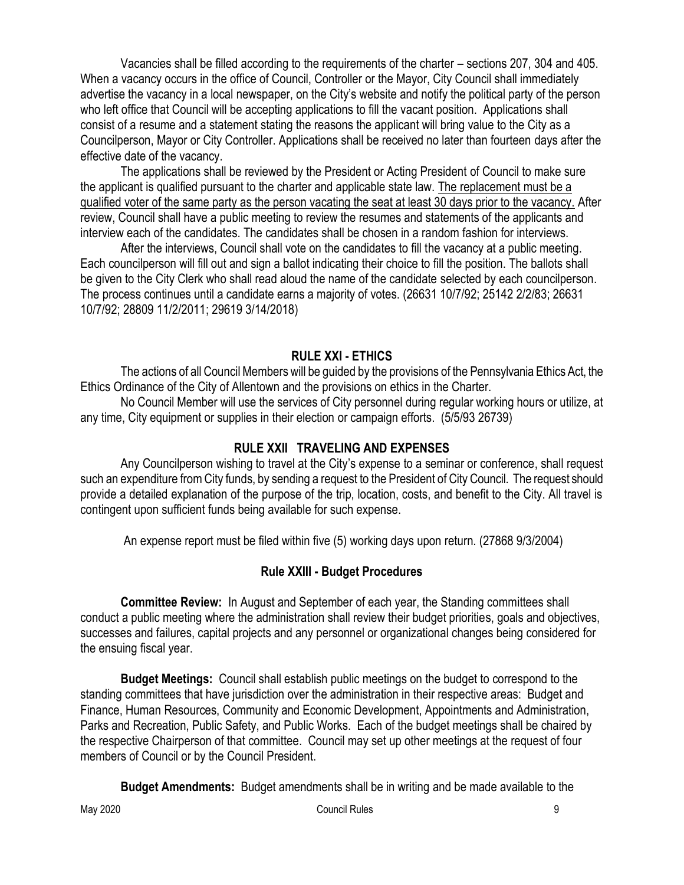Vacancies shall be filled according to the requirements of the charter – sections 207, 304 and 405. When a vacancy occurs in the office of Council, Controller or the Mayor, City Council shall immediately advertise the vacancy in a local newspaper, on the City's website and notify the political party of the person who left office that Council will be accepting applications to fill the vacant position. Applications shall consist of a resume and a statement stating the reasons the applicant will bring value to the City as a Councilperson, Mayor or City Controller. Applications shall be received no later than fourteen days after the effective date of the vacancy.

The applications shall be reviewed by the President or Acting President of Council to make sure the applicant is qualified pursuant to the charter and applicable state law. <u>The replacement must be a qualified voter of the same party as the person vacating the seat at least 30 days prior to the vacancy.</u> After review, Council shall have a public meeting to review the resumes and statements of the applicants and interview each of the candidates. The candidates shall be chosen in a random fashion for interviews.

After the interviews, Council shall vote on the candidates to fill the vacancy at a public meeting. Each councilperson will fill out and sign a ballot indicating their choice to fill the position. The ballots shall be given to the City Clerk who shall read aloud the name of the candidate selected by each councilperson. The process continues until a candidate earns a majority of votes. (26631 10/7/92; 25142 2/2/83; 26631 10/7/92; 28809 11/2/2011; 29619 3/14/2018)

## RULE XXI - ETHICS

The actions of all Council Members will be guided by the provisions of the Pennsylvania Ethics Act, the Ethics Ordinance of the City of Allentown and the provisions on ethics in the Charter.

No Council Member will use the services of City personnel during regular working hours or utilize, at any time, City equipment or supplies in their election or campaign efforts. (5/5/93 26739)

## RULE XXII TRAVELING AND EXPENSES

Any Councilperson wishing to travel at the City's expense to a seminar or conference, shall request such an expenditure from City funds, by sending a request to the President of City Council. The request should provide a detailed explanation of the purpose of the trip, location, costs, and benefit to the City. All travel is contingent upon sufficient funds being available for such expense.

An expense report must be filed within five (5) working days upon return. (27868 9/3/2004)

## Rule XXIII - Budget Procedures

**Committee Review:** In August and September of each year, the Standing committees shall conduct a public meeting where the administration shall review their budget priorities, goals and objectives, successes and failures, capital projects and any personnel or organizational changes being considered for the ensuing fiscal year.

**Budget Meetings:** Council shall establish public meetings on the budget to correspond to the standing committees that have jurisdiction over the administration in their respective areas: Budget and Finance, Human Resources, Community and Economic Development, Appointments and Administration, Parks and Recreation, Public Safety, and Public Works. Each of the budget meetings shall be chaired by the respective Chairperson of that committee. Council may set up other meetings at the request of four members of Council or by the Council President.

**Budget Amendments:** Budget amendments shall be in writing and be made available to the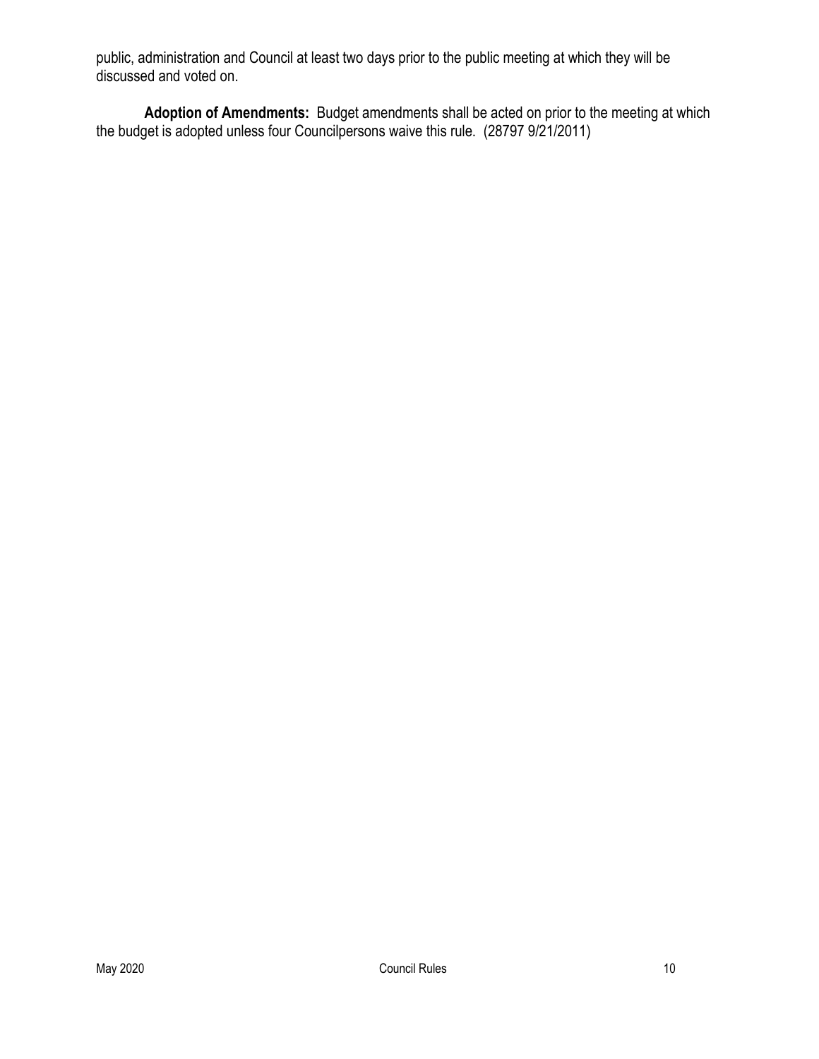public, administration and Council at least two days prior to the public meeting at which they will be discussed and voted on.

**Adoption of Amendments:** Budget amendments shall be acted on prior to the meeting at which the budget is adopted unless four Councilpersons waive this rule. (28797 9/21/2011)